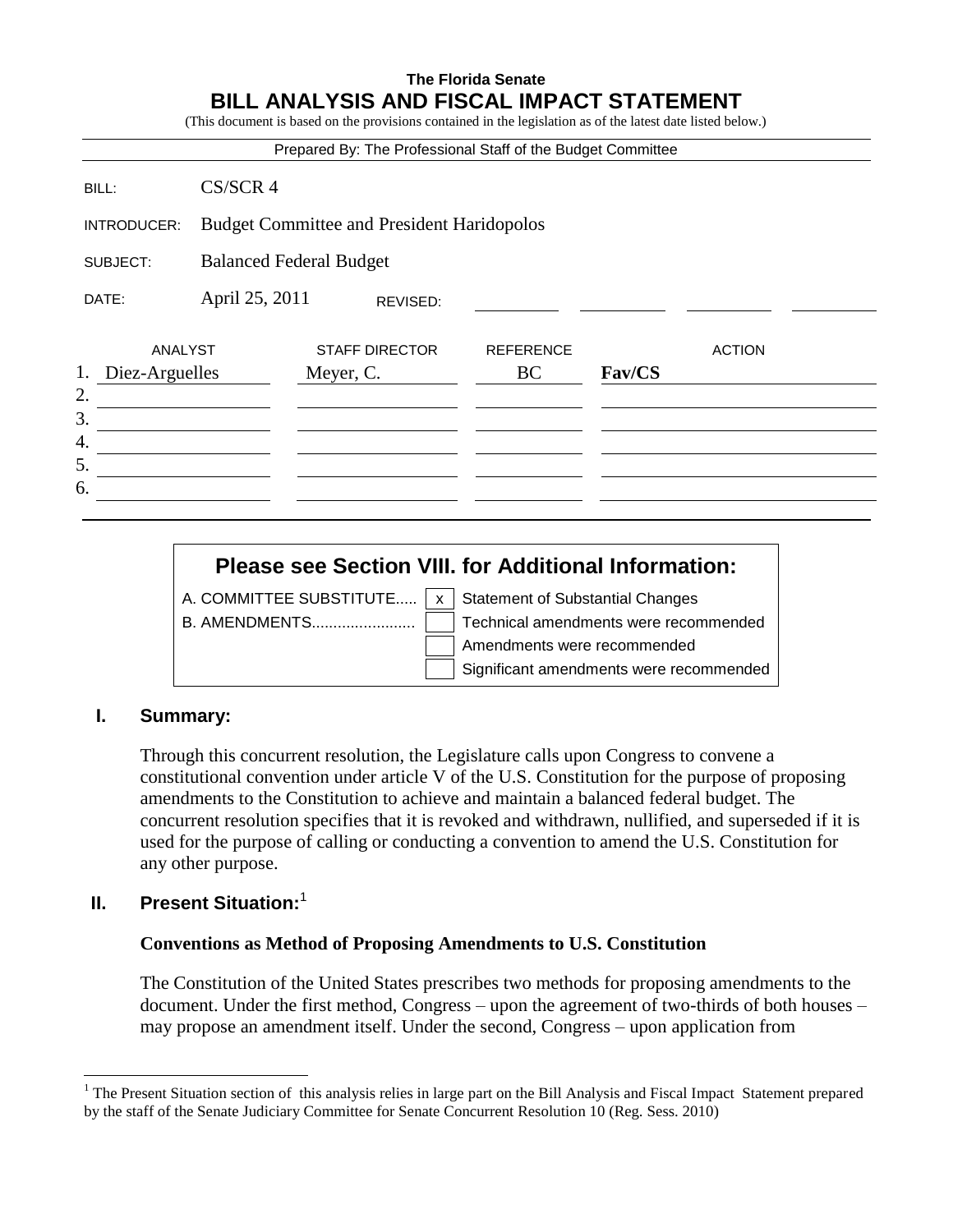**The Florida Senate**

# BILL ANALYSIS AND FISCAL IMPACT STATEMENT

(This document is based on the provisions contained in the legislation as of the latest date listed below.)

Prepared By: The Professional Staff of the Budget Committee

| | |
|---|---|
| BILL: | CS/SCR 4 |
| INTRODUCER: | Budget Committee and President Haridopolos |
| SUBJECT: | Balanced Federal Budget |
| DATE: | April 25, 2011 REVISED: |

| | ANALYST | STAFF DIRECTOR | REFERENCE | ACTION |
|---|---|---|---|---|
| 1. | Diez-Arguelles | Meyer, C. | BC | **Fav/CS** |
| 2. | | | | |
| 3. | | | | |
| 4. | | | | |
| 5. | | | | |
| 6. | | | | |

**Please see Section VIII. for Additional Information:**

| | | |
|---|---|---|
| A. COMMITTEE SUBSTITUTE..... | x | Statement of Substantial Changes |
| B. AMENDMENTS........................ | | Technical amendments were recommended |
| | | Amendments were recommended |
| | | Significant amendments were recommended |

## I. Summary:

Through this concurrent resolution, the Legislature calls upon Congress to convene a constitutional convention under article V of the U.S. Constitution for the purpose of proposing amendments to the Constitution to achieve and maintain a balanced federal budget. The concurrent resolution specifies that it is revoked and withdrawn, nullified, and superseded if it is used for the purpose of calling or conducting a convention to amend the U.S. Constitution for any other purpose.

## II. Present Situation:[1]

### Conventions as Method of Proposing Amendments to U.S. Constitution

The Constitution of the United States prescribes two methods for proposing amendments to the document. Under the first method, Congress – upon the agreement of two-thirds of both houses – may propose an amendment itself. Under the second, Congress – upon application from

---

[1] The Present Situation section of this analysis relies in large part on the Bill Analysis and Fiscal Impact Statement prepared by the staff of the Senate Judiciary Committee for Senate Concurrent Resolution 10 (Reg. Sess. 2010)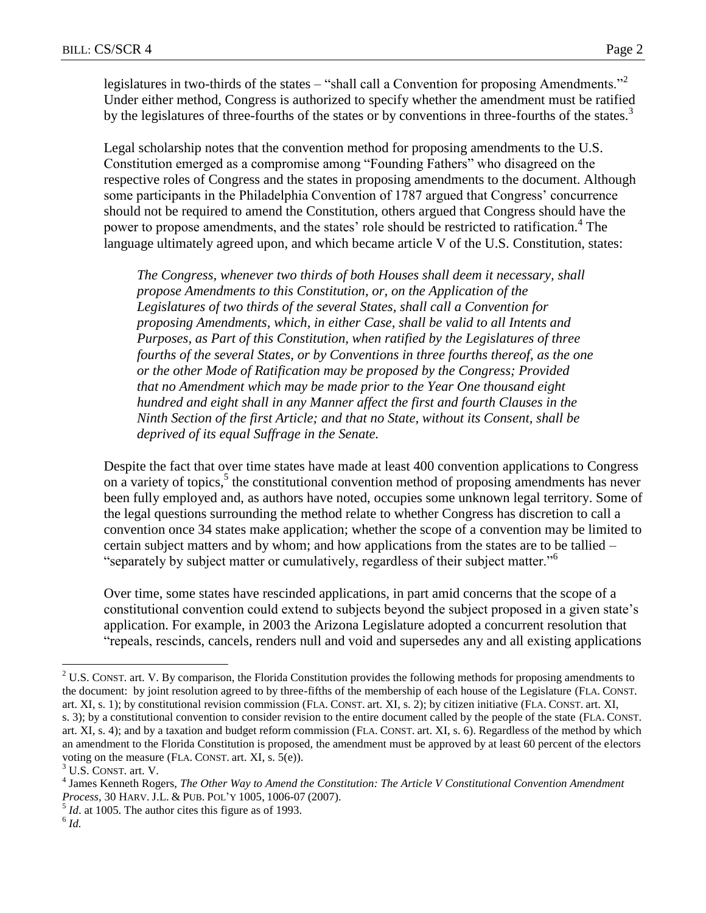legislatures in two-thirds of the states – "shall call a Convention for proposing Amendments."[2] Under either method, Congress is authorized to specify whether the amendment must be ratified by the legislatures of three-fourths of the states or by conventions in three-fourths of the states.[3]

Legal scholarship notes that the convention method for proposing amendments to the U.S. Constitution emerged as a compromise among "Founding Fathers" who disagreed on the respective roles of Congress and the states in proposing amendments to the document. Although some participants in the Philadelphia Convention of 1787 argued that Congress' concurrence should not be required to amend the Constitution, others argued that Congress should have the power to propose amendments, and the states' role should be restricted to ratification.[4] The language ultimately agreed upon, and which became article V of the U.S. Constitution, states:

> *The Congress, whenever two thirds of both Houses shall deem it necessary, shall propose Amendments to this Constitution, or, on the Application of the Legislatures of two thirds of the several States, shall call a Convention for proposing Amendments, which, in either Case, shall be valid to all Intents and Purposes, as Part of this Constitution, when ratified by the Legislatures of three fourths of the several States, or by Conventions in three fourths thereof, as the one or the other Mode of Ratification may be proposed by the Congress; Provided that no Amendment which may be made prior to the Year One thousand eight hundred and eight shall in any Manner affect the first and fourth Clauses in the Ninth Section of the first Article; and that no State, without its Consent, shall be deprived of its equal Suffrage in the Senate.*

Despite the fact that over time states have made at least 400 convention applications to Congress on a variety of topics,[5] the constitutional convention method of proposing amendments has never been fully employed and, as authors have noted, occupies some unknown legal territory. Some of the legal questions surrounding the method relate to whether Congress has discretion to call a convention once 34 states make application; whether the scope of a convention may be limited to certain subject matters and by whom; and how applications from the states are to be tallied – "separately by subject matter or cumulatively, regardless of their subject matter."[6]

Over time, some states have rescinded applications, in part amid concerns that the scope of a constitutional convention could extend to subjects beyond the subject proposed in a given state's application. For example, in 2003 the Arizona Legislature adopted a concurrent resolution that "repeals, rescinds, cancels, renders null and void and supersedes any and all existing applications

---

[2] U.S. CONST. art. V. By comparison, the Florida Constitution provides the following methods for proposing amendments to the document: by joint resolution agreed to by three-fifths of the membership of each house of the Legislature (FLA. CONST. art. XI, s. 1); by constitutional revision commission (FLA. CONST. art. XI, s. 2); by citizen initiative (FLA. CONST. art. XI, s. 3); by a constitutional convention to consider revision to the entire document called by the people of the state (FLA. CONST. art. XI, s. 4); and by a taxation and budget reform commission (FLA. CONST. art. XI, s. 6). Regardless of the method by which an amendment to the Florida Constitution is proposed, the amendment must be approved by at least 60 percent of the electors voting on the measure (FLA. CONST. art. XI, s. 5(e)).

[3] U.S. CONST. art. V.

[4] James Kenneth Rogers, *The Other Way to Amend the Constitution: The Article V Constitutional Convention Amendment Process*, 30 HARV. J.L. & PUB. POL'Y 1005, 1006-07 (2007).

[5] *Id*. at 1005. The author cites this figure as of 1993.

[6] *Id.*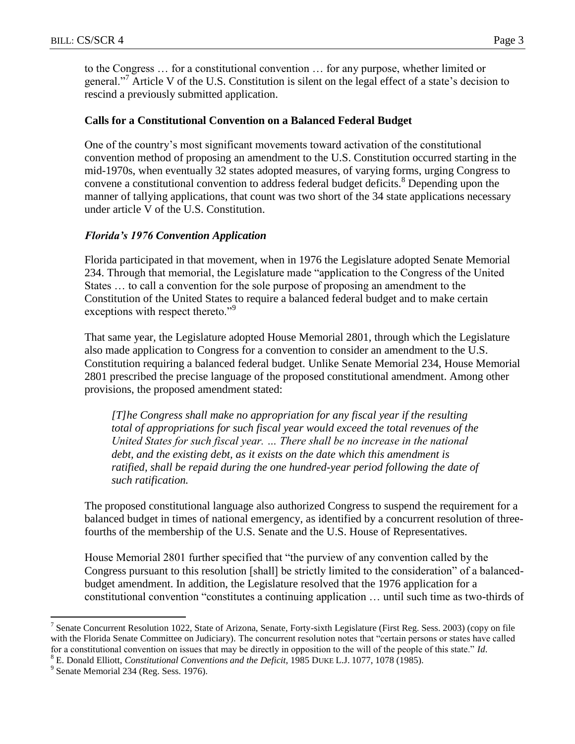to the Congress … for a constitutional convention … for any purpose, whether limited or general."[7] Article V of the U.S. Constitution is silent on the legal effect of a state's decision to rescind a previously submitted application.

**Calls for a Constitutional Convention on a Balanced Federal Budget**

One of the country's most significant movements toward activation of the constitutional convention method of proposing an amendment to the U.S. Constitution occurred starting in the mid-1970s, when eventually 32 states adopted measures, of varying forms, urging Congress to convene a constitutional convention to address federal budget deficits.[8] Depending upon the manner of tallying applications, that count was two short of the 34 state applications necessary under article V of the U.S. Constitution.

***Florida's 1976 Convention Application***

Florida participated in that movement, when in 1976 the Legislature adopted Senate Memorial 234. Through that memorial, the Legislature made "application to the Congress of the United States … to call a convention for the sole purpose of proposing an amendment to the Constitution of the United States to require a balanced federal budget and to make certain exceptions with respect thereto."[9]

That same year, the Legislature adopted House Memorial 2801, through which the Legislature also made application to Congress for a convention to consider an amendment to the U.S. Constitution requiring a balanced federal budget. Unlike Senate Memorial 234, House Memorial 2801 prescribed the precise language of the proposed constitutional amendment. Among other provisions, the proposed amendment stated:

> *[T]he Congress shall make no appropriation for any fiscal year if the resulting total of appropriations for such fiscal year would exceed the total revenues of the United States for such fiscal year. … There shall be no increase in the national debt, and the existing debt, as it exists on the date which this amendment is ratified, shall be repaid during the one hundred-year period following the date of such ratification.*

The proposed constitutional language also authorized Congress to suspend the requirement for a balanced budget in times of national emergency, as identified by a concurrent resolution of three-fourths of the membership of the U.S. Senate and the U.S. House of Representatives.

House Memorial 2801 further specified that "the purview of any convention called by the Congress pursuant to this resolution [shall] be strictly limited to the consideration" of a balanced-budget amendment. In addition, the Legislature resolved that the 1976 application for a constitutional convention "constitutes a continuing application … until such time as two-thirds of

---

[7] Senate Concurrent Resolution 1022, State of Arizona, Senate, Forty-sixth Legislature (First Reg. Sess. 2003) (copy on file with the Florida Senate Committee on Judiciary). The concurrent resolution notes that "certain persons or states have called for a constitutional convention on issues that may be directly in opposition to the will of the people of this state." *Id.*

[8] E. Donald Elliott, *Constitutional Conventions and the Deficit,* 1985 DUKE L.J. 1077, 1078 (1985).

[9] Senate Memorial 234 (Reg. Sess. 1976).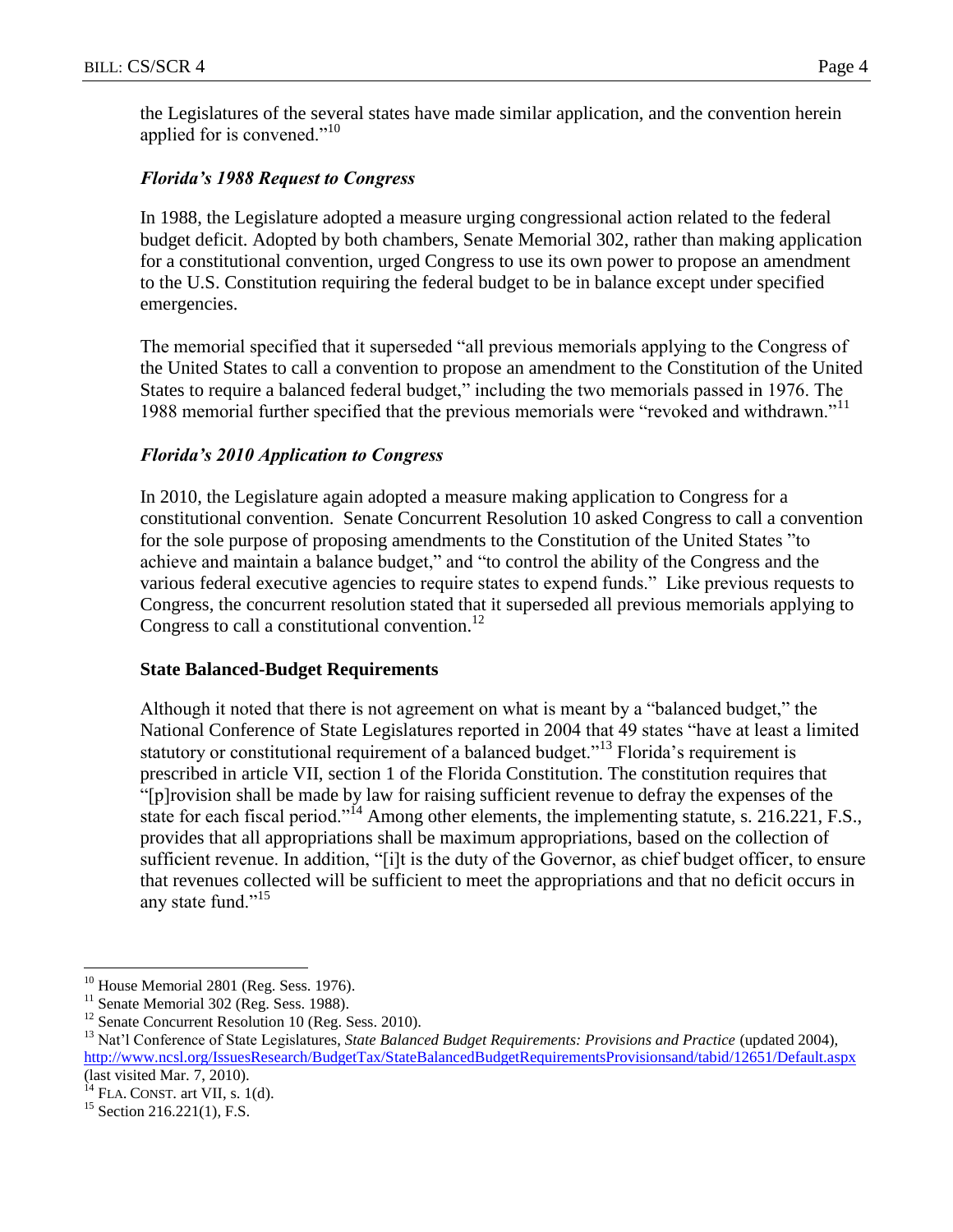the Legislatures of the several states have made similar application, and the convention herein applied for is convened."[10]

### *Florida's 1988 Request to Congress*

In 1988, the Legislature adopted a measure urging congressional action related to the federal budget deficit. Adopted by both chambers, Senate Memorial 302, rather than making application for a constitutional convention, urged Congress to use its own power to propose an amendment to the U.S. Constitution requiring the federal budget to be in balance except under specified emergencies.

The memorial specified that it superseded "all previous memorials applying to the Congress of the United States to call a convention to propose an amendment to the Constitution of the United States to require a balanced federal budget," including the two memorials passed in 1976. The 1988 memorial further specified that the previous memorials were "revoked and withdrawn."[11]

### *Florida's 2010 Application to Congress*

In 2010, the Legislature again adopted a measure making application to Congress for a constitutional convention. Senate Concurrent Resolution 10 asked Congress to call a convention for the sole purpose of proposing amendments to the Constitution of the United States "to achieve and maintain a balance budget," and "to control the ability of the Congress and the various federal executive agencies to require states to expend funds." Like previous requests to Congress, the concurrent resolution stated that it superseded all previous memorials applying to Congress to call a constitutional convention.[12]

## **State Balanced-Budget Requirements**

Although it noted that there is not agreement on what is meant by a "balanced budget," the National Conference of State Legislatures reported in 2004 that 49 states "have at least a limited statutory or constitutional requirement of a balanced budget."[13] Florida's requirement is prescribed in article VII, section 1 of the Florida Constitution. The constitution requires that "[p]rovision shall be made by law for raising sufficient revenue to defray the expenses of the state for each fiscal period."[14] Among other elements, the implementing statute, s. 216.221, F.S., provides that all appropriations shall be maximum appropriations, based on the collection of sufficient revenue. In addition, "[i]t is the duty of the Governor, as chief budget officer, to ensure that revenues collected will be sufficient to meet the appropriations and that no deficit occurs in any state fund."[15]

---

[10] House Memorial 2801 (Reg. Sess. 1976).

[11] Senate Memorial 302 (Reg. Sess. 1988).

[12] Senate Concurrent Resolution 10 (Reg. Sess. 2010).

[13] Nat'l Conference of State Legislatures, *State Balanced Budget Requirements: Provisions and Practice* (updated 2004), http://www.ncsl.org/IssuesResearch/BudgetTax/StateBalancedBudgetRequirementsProvisionsand/tabid/12651/Default.aspx (last visited Mar. 7, 2010).

[14] FLA. CONST. art VII, s. 1(d).

[15] Section 216.221(1), F.S.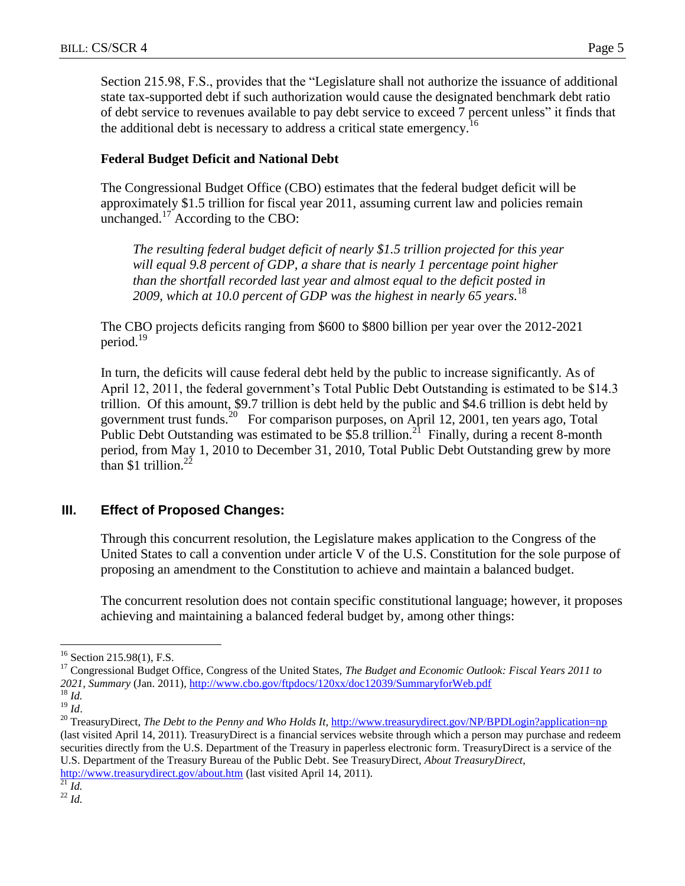Section 215.98, F.S., provides that the "Legislature shall not authorize the issuance of additional state tax-supported debt if such authorization would cause the designated benchmark debt ratio of debt service to revenues available to pay debt service to exceed 7 percent unless" it finds that the additional debt is necessary to address a critical state emergency.[16]

### Federal Budget Deficit and National Debt

The Congressional Budget Office (CBO) estimates that the federal budget deficit will be approximately $1.5 trillion for fiscal year 2011, assuming current law and policies remain unchanged.[17] According to the CBO:

> *The resulting federal budget deficit of nearly $1.5 trillion projected for this year will equal 9.8 percent of GDP, a share that is nearly 1 percentage point higher than the shortfall recorded last year and almost equal to the deficit posted in 2009, which at 10.0 percent of GDP was the highest in nearly 65 years.*[18]

The CBO projects deficits ranging from $600 to $800 billion per year over the 2012-2021 period.[19]

In turn, the deficits will cause federal debt held by the public to increase significantly. As of April 12, 2011, the federal government's Total Public Debt Outstanding is estimated to be $14.3 trillion. Of this amount, $9.7 trillion is debt held by the public and $4.6 trillion is debt held by government trust funds.[20] For comparison purposes, on April 12, 2001, ten years ago, Total Public Debt Outstanding was estimated to be $5.8 trillion.[21] Finally, during a recent 8-month period, from May 1, 2010 to December 31, 2010, Total Public Debt Outstanding grew by more than $1 trillion.[22]

## III. Effect of Proposed Changes:

Through this concurrent resolution, the Legislature makes application to the Congress of the United States to call a convention under article V of the U.S. Constitution for the sole purpose of proposing an amendment to the Constitution to achieve and maintain a balanced budget.

The concurrent resolution does not contain specific constitutional language; however, it proposes achieving and maintaining a balanced federal budget by, among other things:

---

[16] Section 215.98(1), F.S.

[17] Congressional Budget Office, Congress of the United States, *The Budget and Economic Outlook: Fiscal Years 2011 to 2021, Summary* (Jan. 2011), http://www.cbo.gov/ftpdocs/120xx/doc12039/SummaryforWeb.pdf

[18] *Id.*

[19] *Id*.

[20] TreasuryDirect, *The Debt to the Penny and Who Holds It*, http://www.treasurydirect.gov/NP/BPDLogin?application=np (last visited April 14, 2011). TreasuryDirect is a financial services website through which a person may purchase and redeem securities directly from the U.S. Department of the Treasury in paperless electronic form. TreasuryDirect is a service of the U.S. Department of the Treasury Bureau of the Public Debt. See TreasuryDirect, *About TreasuryDirect*, http://www.treasurydirect.gov/about.htm (last visited April 14, 2011).

[21] *Id.*

[22] *Id.*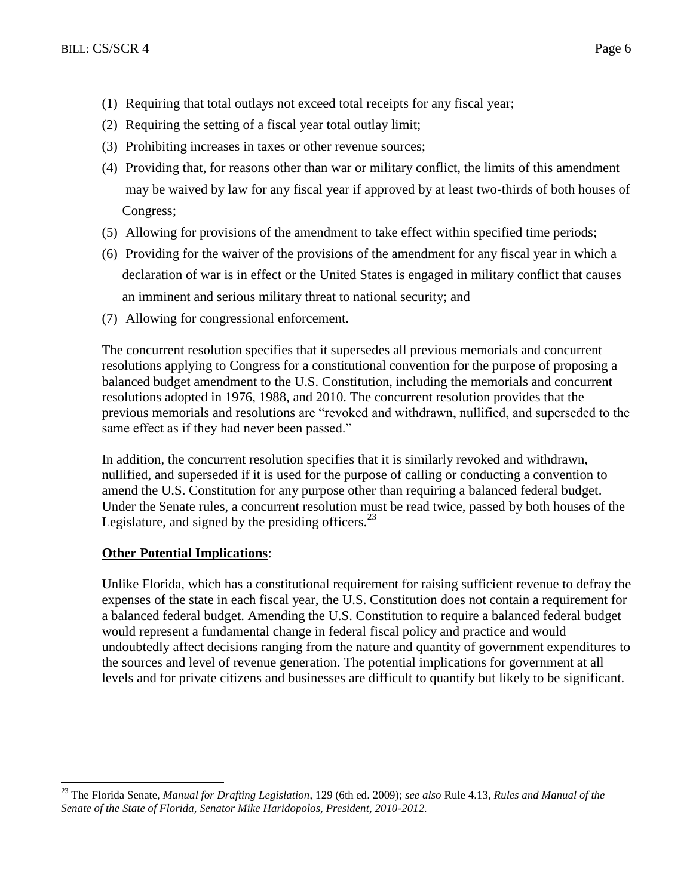(1) Requiring that total outlays not exceed total receipts for any fiscal year;
(2) Requiring the setting of a fiscal year total outlay limit;
(3) Prohibiting increases in taxes or other revenue sources;
(4) Providing that, for reasons other than war or military conflict, the limits of this amendment may be waived by law for any fiscal year if approved by at least two-thirds of both houses of Congress;
(5) Allowing for provisions of the amendment to take effect within specified time periods;
(6) Providing for the waiver of the provisions of the amendment for any fiscal year in which a declaration of war is in effect or the United States is engaged in military conflict that causes an imminent and serious military threat to national security; and
(7) Allowing for congressional enforcement.

The concurrent resolution specifies that it supersedes all previous memorials and concurrent resolutions applying to Congress for a constitutional convention for the purpose of proposing a balanced budget amendment to the U.S. Constitution, including the memorials and concurrent resolutions adopted in 1976, 1988, and 2010. The concurrent resolution provides that the previous memorials and resolutions are "revoked and withdrawn, nullified, and superseded to the same effect as if they had never been passed."

In addition, the concurrent resolution specifies that it is similarly revoked and withdrawn, nullified, and superseded if it is used for the purpose of calling or conducting a convention to amend the U.S. Constitution for any purpose other than requiring a balanced federal budget. Under the Senate rules, a concurrent resolution must be read twice, passed by both houses of the Legislature, and signed by the presiding officers.[23]

**Other Potential Implications**:

Unlike Florida, which has a constitutional requirement for raising sufficient revenue to defray the expenses of the state in each fiscal year, the U.S. Constitution does not contain a requirement for a balanced federal budget. Amending the U.S. Constitution to require a balanced federal budget would represent a fundamental change in federal fiscal policy and practice and would undoubtedly affect decisions ranging from the nature and quantity of government expenditures to the sources and level of revenue generation. The potential implications for government at all levels and for private citizens and businesses are difficult to quantify but likely to be significant.

---

[23] The Florida Senate, *Manual for Drafting Legislation*, 129 (6th ed. 2009); *see also* Rule 4.13, *Rules and Manual of the Senate of the State of Florida, Senator Mike Haridopolos, President, 2010-2012.*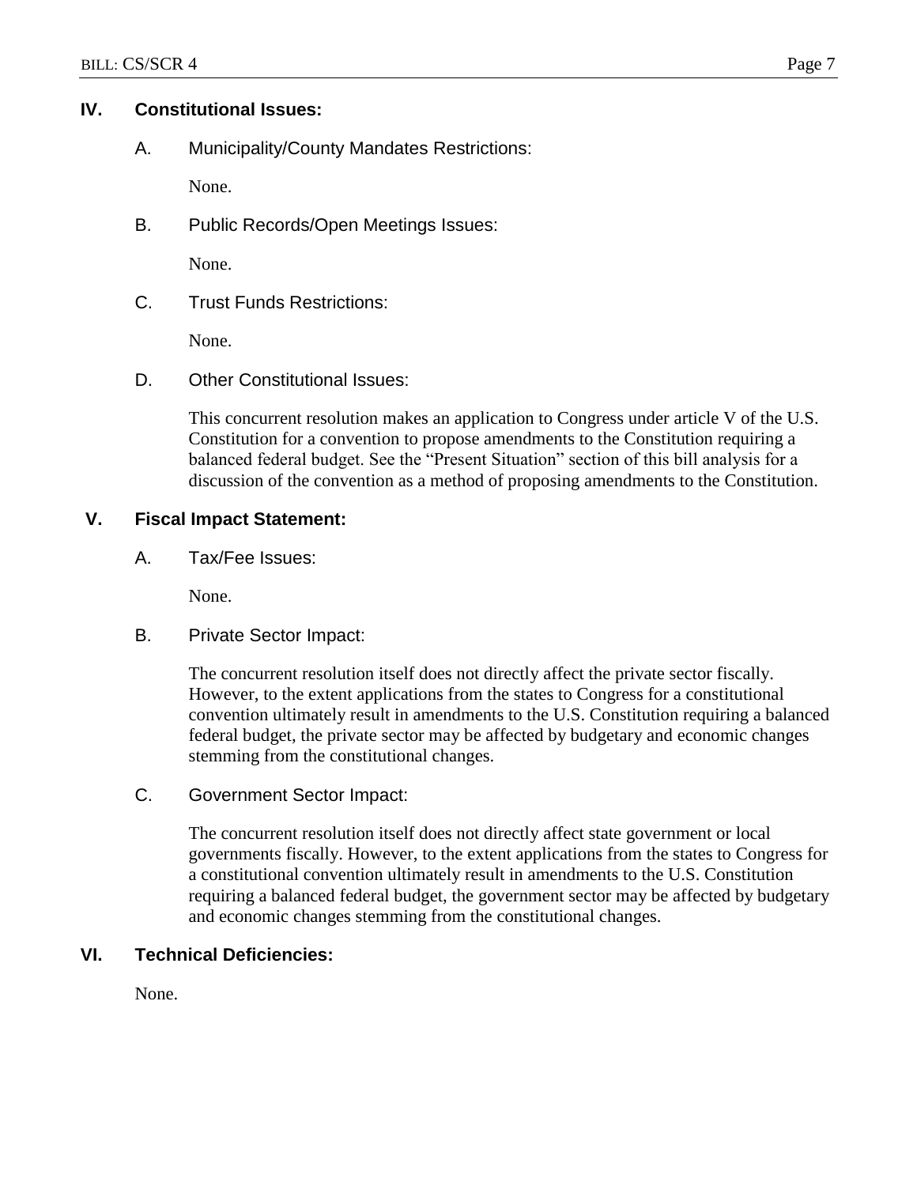## IV. Constitutional Issues:

### A. Municipality/County Mandates Restrictions:

None.

### B. Public Records/Open Meetings Issues:

None.

### C. Trust Funds Restrictions:

None.

### D. Other Constitutional Issues:

This concurrent resolution makes an application to Congress under article V of the U.S. Constitution for a convention to propose amendments to the Constitution requiring a balanced federal budget. See the "Present Situation" section of this bill analysis for a discussion of the convention as a method of proposing amendments to the Constitution.

## V. Fiscal Impact Statement:

### A. Tax/Fee Issues:

None.

### B. Private Sector Impact:

The concurrent resolution itself does not directly affect the private sector fiscally. However, to the extent applications from the states to Congress for a constitutional convention ultimately result in amendments to the U.S. Constitution requiring a balanced federal budget, the private sector may be affected by budgetary and economic changes stemming from the constitutional changes.

### C. Government Sector Impact:

The concurrent resolution itself does not directly affect state government or local governments fiscally. However, to the extent applications from the states to Congress for a constitutional convention ultimately result in amendments to the U.S. Constitution requiring a balanced federal budget, the government sector may be affected by budgetary and economic changes stemming from the constitutional changes.

## VI. Technical Deficiencies:

None.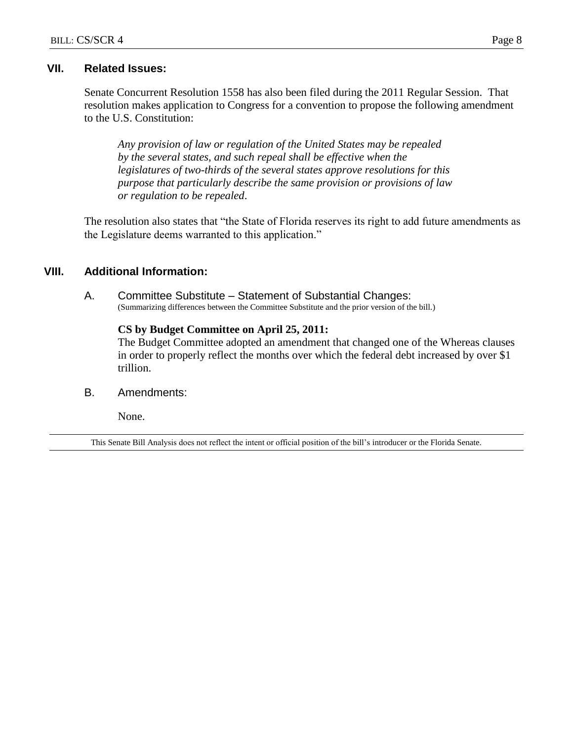## VII. Related Issues:

Senate Concurrent Resolution 1558 has also been filed during the 2011 Regular Session. That resolution makes application to Congress for a convention to propose the following amendment to the U.S. Constitution:

> *Any provision of law or regulation of the United States may be repealed by the several states, and such repeal shall be effective when the legislatures of two-thirds of the several states approve resolutions for this purpose that particularly describe the same provision or provisions of law or regulation to be repealed*.

The resolution also states that "the State of Florida reserves its right to add future amendments as the Legislature deems warranted to this application."

## VIII. Additional Information:

### A. Committee Substitute – Statement of Substantial Changes:

(Summarizing differences between the Committee Substitute and the prior version of the bill.)

**CS by Budget Committee on April 25, 2011:**
The Budget Committee adopted an amendment that changed one of the Whereas clauses in order to properly reflect the months over which the federal debt increased by over $1 trillion.

### B. Amendments:

None.

This Senate Bill Analysis does not reflect the intent or official position of the bill's introducer or the Florida Senate.